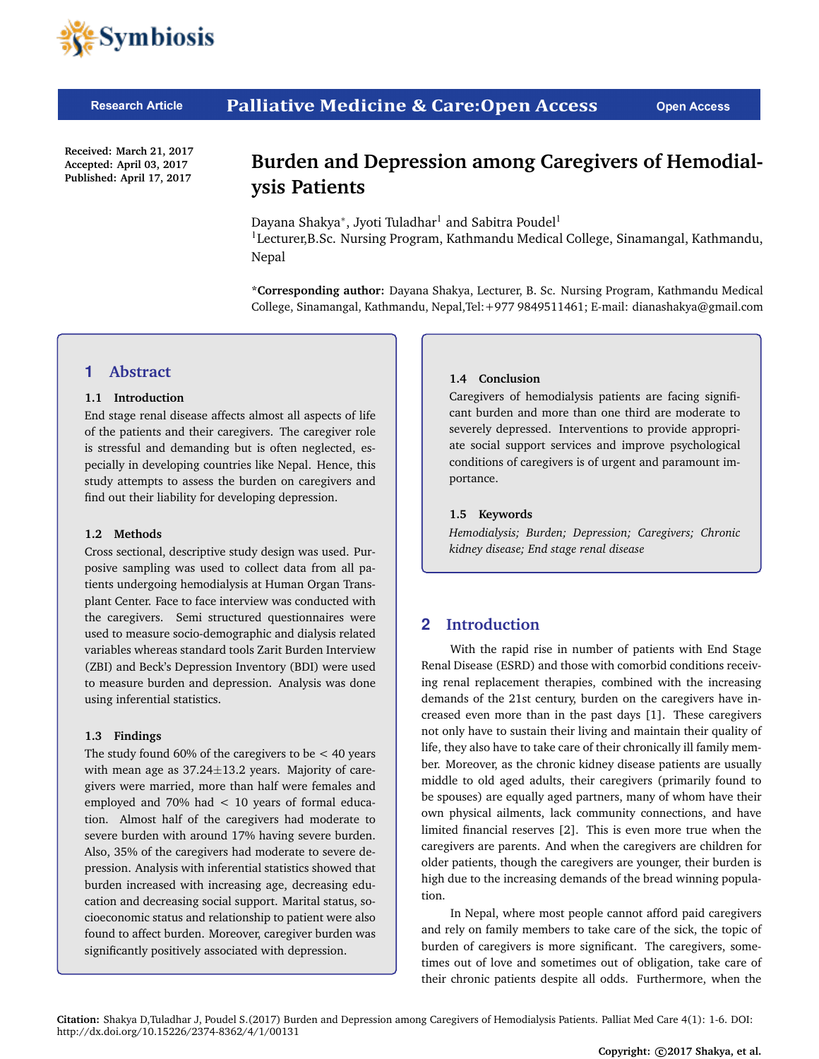Research Article | Palliative Medicine & Care:Open Access | Open Access

Received: March 21, 2017
Accepted: April 03, 2017
Published: April 17, 2017

# Burden and Depression among Caregivers of Hemodialysis Patients

Dayana Shakya*, Jyoti Tuladhar[1] and Sabitra Poudel[1]

[1]Lecturer,B.Sc. Nursing Program, Kathmandu Medical College, Sinamangal, Kathmandu, Nepal

**\*Corresponding author:** Dayana Shakya, Lecturer, B. Sc. Nursing Program, Kathmandu Medical College, Sinamangal, Kathmandu, Nepal,Tel:+977 9849511461; E-mail: dianashakya@gmail.com

## 1 Abstract

### 1.1 Introduction

End stage renal disease affects almost all aspects of life of the patients and their caregivers. The caregiver role is stressful and demanding but is often neglected, especially in developing countries like Nepal. Hence, this study attempts to assess the burden on caregivers and find out their liability for developing depression.

### 1.2 Methods

Cross sectional, descriptive study design was used. Purposive sampling was used to collect data from all patients undergoing hemodialysis at Human Organ Transplant Center. Face to face interview was conducted with the caregivers. Semi structured questionnaires were used to measure socio-demographic and dialysis related variables whereas standard tools Zarit Burden Interview (ZBI) and Beck's Depression Inventory (BDI) were used to measure burden and depression. Analysis was done using inferential statistics.

### 1.3 Findings

The study found 60% of the caregivers to be $<$ 40 years with mean age as $37.24 \pm 13.2$ years. Majority of caregivers were married, more than half were females and employed and 70% had $<$ 10 years of formal education. Almost half of the caregivers had moderate to severe burden with around 17% having severe burden. Also, 35% of the caregivers had moderate to severe depression. Analysis with inferential statistics showed that burden increased with increasing age, decreasing education and decreasing social support. Marital status, socioeconomic status and relationship to patient were also found to affect burden. Moreover, caregiver burden was significantly positively associated with depression.

### 1.4 Conclusion

Caregivers of hemodialysis patients are facing significant burden and more than one third are moderate to severely depressed. Interventions to provide appropriate social support services and improve psychological conditions of caregivers is of urgent and paramount importance.

### 1.5 Keywords

*Hemodialysis; Burden; Depression; Caregivers; Chronic kidney disease; End stage renal disease*

## 2 Introduction

With the rapid rise in number of patients with End Stage Renal Disease (ESRD) and those with comorbid conditions receiving renal replacement therapies, combined with the increasing demands of the 21st century, burden on the caregivers have increased even more than in the past days [1]. These caregivers not only have to sustain their living and maintain their quality of life, they also have to take care of their chronically ill family member. Moreover, as the chronic kidney disease patients are usually middle to old aged adults, their caregivers (primarily found to be spouses) are equally aged partners, many of whom have their own physical ailments, lack community connections, and have limited financial reserves [2]. This is even more true when the caregivers are parents. And when the caregivers are children for older patients, though the caregivers are younger, their burden is high due to the increasing demands of the bread winning population.

In Nepal, where most people cannot afford paid caregivers and rely on family members to take care of the sick, the topic of burden of caregivers is more significant. The caregivers, sometimes out of love and sometimes out of obligation, take care of their chronic patients despite all odds. Furthermore, when the

**Citation:** Shakya D,Tuladhar J, Poudel S.(2017) Burden and Depression among Caregivers of Hemodialysis Patients. Palliat Med Care 4(1): 1-6. DOI: http://dx.doi.org/10.15226/2374-8362/4/1/00131

**Copyright:** ©2017 Shakya, et al.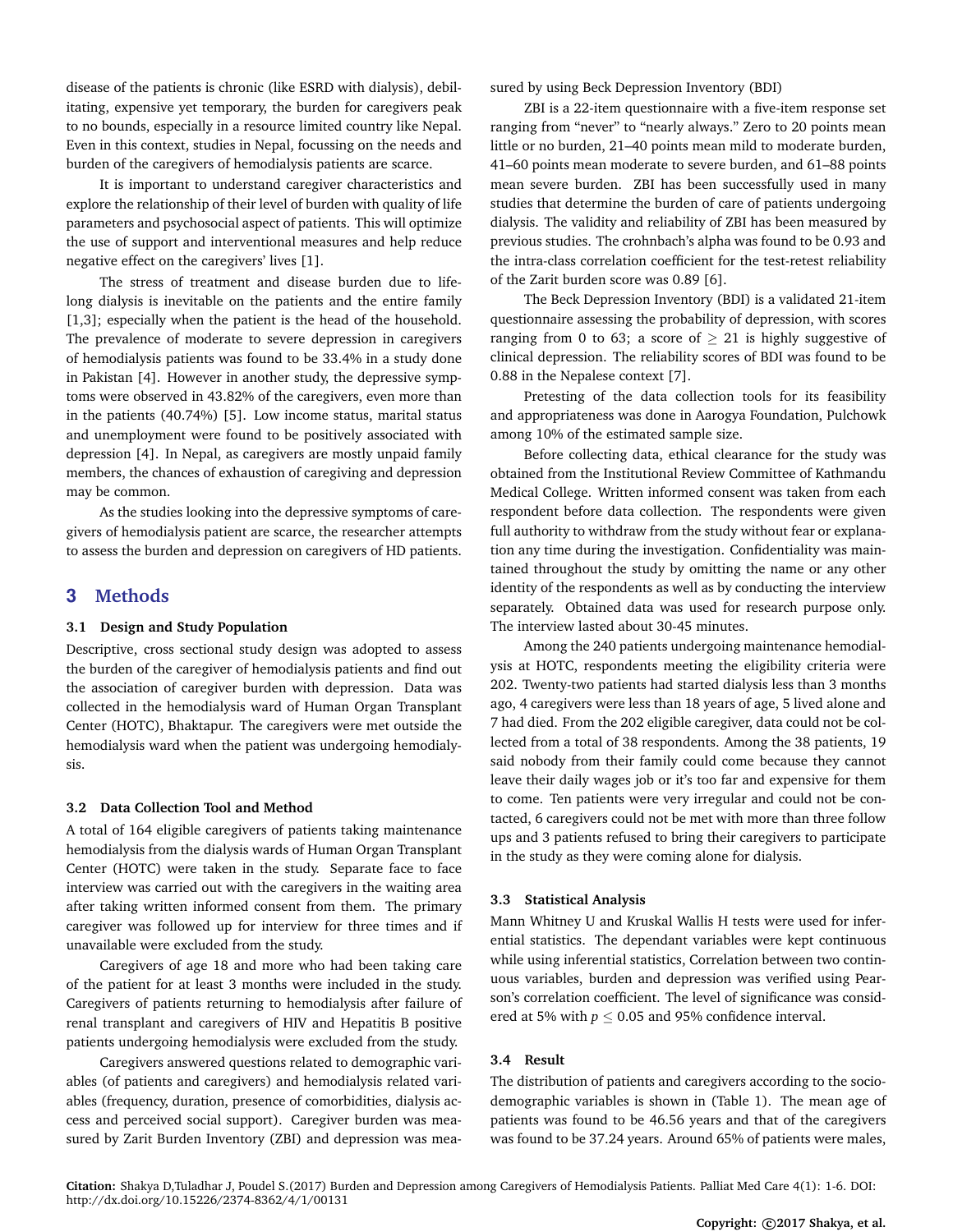disease of the patients is chronic (like ESRD with dialysis), debilitating, expensive yet temporary, the burden for caregivers peak to no bounds, especially in a resource limited country like Nepal. Even in this context, studies in Nepal, focussing on the needs and burden of the caregivers of hemodialysis patients are scarce.

It is important to understand caregiver characteristics and explore the relationship of their level of burden with quality of life parameters and psychosocial aspect of patients. This will optimize the use of support and interventional measures and help reduce negative effect on the caregivers' lives [1].

The stress of treatment and disease burden due to lifelong dialysis is inevitable on the patients and the entire family [1,3]; especially when the patient is the head of the household. The prevalence of moderate to severe depression in caregivers of hemodialysis patients was found to be 33.4% in a study done in Pakistan [4]. However in another study, the depressive symptoms were observed in 43.82% of the caregivers, even more than in the patients (40.74%) [5]. Low income status, marital status and unemployment were found to be positively associated with depression [4]. In Nepal, as caregivers are mostly unpaid family members, the chances of exhaustion of caregiving and depression may be common.

As the studies looking into the depressive symptoms of caregivers of hemodialysis patient are scarce, the researcher attempts to assess the burden and depression on caregivers of HD patients.

## 3 Methods

### 3.1 Design and Study Population

Descriptive, cross sectional study design was adopted to assess the burden of the caregiver of hemodialysis patients and find out the association of caregiver burden with depression. Data was collected in the hemodialysis ward of Human Organ Transplant Center (HOTC), Bhaktapur. The caregivers were met outside the hemodialysis ward when the patient was undergoing hemodialysis.

### 3.2 Data Collection Tool and Method

A total of 164 eligible caregivers of patients taking maintenance hemodialysis from the dialysis wards of Human Organ Transplant Center (HOTC) were taken in the study. Separate face to face interview was carried out with the caregivers in the waiting area after taking written informed consent from them. The primary caregiver was followed up for interview for three times and if unavailable were excluded from the study.

Caregivers of age 18 and more who had been taking care of the patient for at least 3 months were included in the study. Caregivers of patients returning to hemodialysis after failure of renal transplant and caregivers of HIV and Hepatitis B positive patients undergoing hemodialysis were excluded from the study.

Caregivers answered questions related to demographic variables (of patients and caregivers) and hemodialysis related variables (frequency, duration, presence of comorbidities, dialysis access and perceived social support). Caregiver burden was measured by Zarit Burden Inventory (ZBI) and depression was measured by using Beck Depression Inventory (BDI)

ZBI is a 22-item questionnaire with a five-item response set ranging from "never" to "nearly always." Zero to 20 points mean little or no burden, 21–40 points mean mild to moderate burden, 41–60 points mean moderate to severe burden, and 61–88 points mean severe burden. ZBI has been successfully used in many studies that determine the burden of care of patients undergoing dialysis. The validity and reliability of ZBI has been measured by previous studies. The crohnbach's alpha was found to be 0.93 and the intra-class correlation coefficient for the test-retest reliability of the Zarit burden score was 0.89 [6].

The Beck Depression Inventory (BDI) is a validated 21-item questionnaire assessing the probability of depression, with scores ranging from 0 to 63; a score of $\geq$ 21 is highly suggestive of clinical depression. The reliability scores of BDI was found to be 0.88 in the Nepalese context [7].

Pretesting of the data collection tools for its feasibility and appropriateness was done in Aarogya Foundation, Pulchowk among 10% of the estimated sample size.

Before collecting data, ethical clearance for the study was obtained from the Institutional Review Committee of Kathmandu Medical College. Written informed consent was taken from each respondent before data collection. The respondents were given full authority to withdraw from the study without fear or explanation any time during the investigation. Confidentiality was maintained throughout the study by omitting the name or any other identity of the respondents as well as by conducting the interview separately. Obtained data was used for research purpose only. The interview lasted about 30-45 minutes.

Among the 240 patients undergoing maintenance hemodialysis at HOTC, respondents meeting the eligibility criteria were 202. Twenty-two patients had started dialysis less than 3 months ago, 4 caregivers were less than 18 years of age, 5 lived alone and 7 had died. From the 202 eligible caregiver, data could not be collected from a total of 38 respondents. Among the 38 patients, 19 said nobody from their family could come because they cannot leave their daily wages job or it's too far and expensive for them to come. Ten patients were very irregular and could not be contacted, 6 caregivers could not be met with more than three follow ups and 3 patients refused to bring their caregivers to participate in the study as they were coming alone for dialysis.

### 3.3 Statistical Analysis

Mann Whitney U and Kruskal Wallis H tests were used for inferential statistics. The dependant variables were kept continuous while using inferential statistics, Correlation between two continuous variables, burden and depression was verified using Pearson's correlation coefficient. The level of significance was considered at 5% with $p \leq 0.05$ and 95% confidence interval.

### 3.4 Result

The distribution of patients and caregivers according to the socio-demographic variables is shown in (Table 1). The mean age of patients was found to be 46.56 years and that of the caregivers was found to be 37.24 years. Around 65% of patients were males,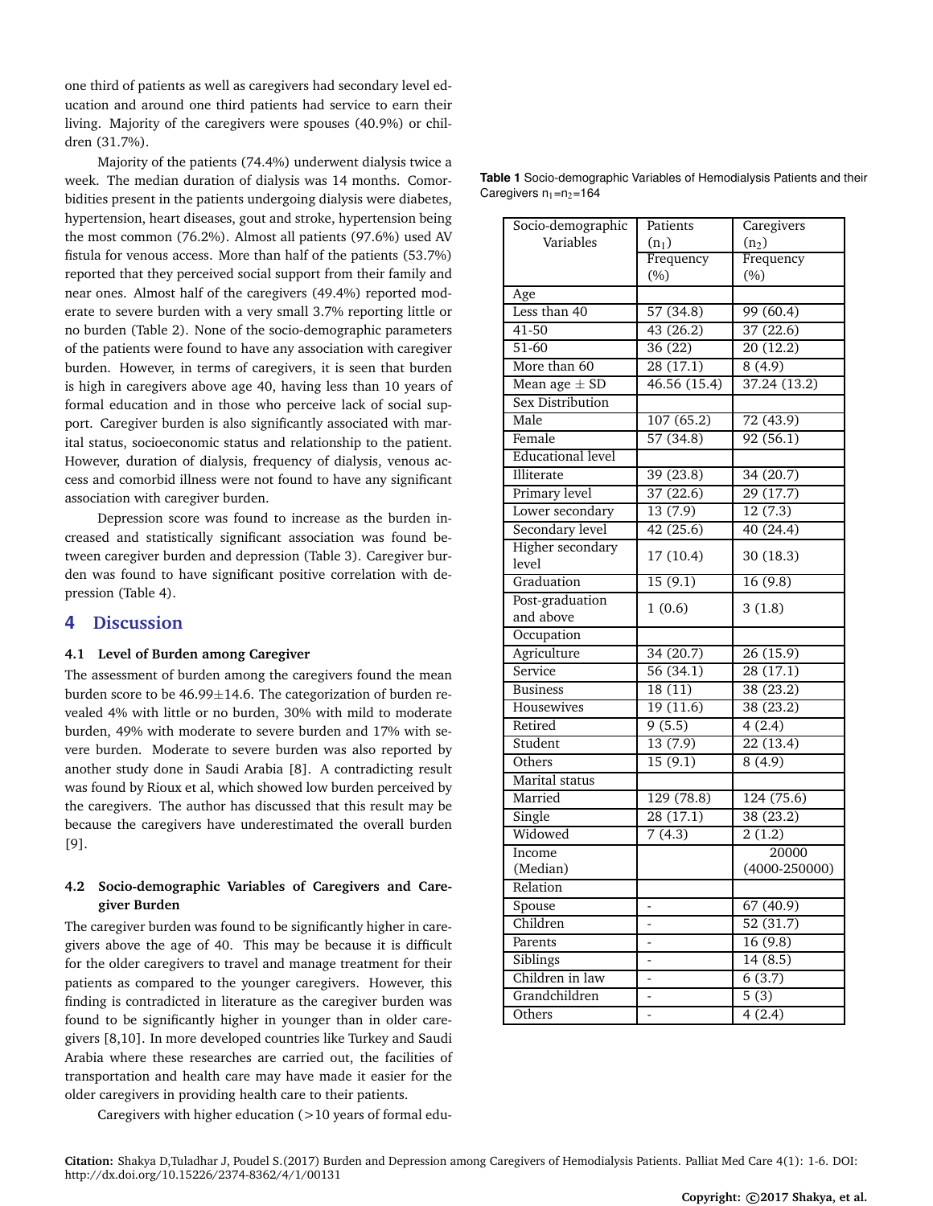one third of patients as well as caregivers had secondary level education and around one third patients had service to earn their living. Majority of the caregivers were spouses (40.9%) or children (31.7%).

Majority of the patients (74.4%) underwent dialysis twice a week. The median duration of dialysis was 14 months. Comorbidities present in the patients undergoing dialysis were diabetes, hypertension, heart diseases, gout and stroke, hypertension being the most common (76.2%). Almost all patients (97.6%) used AV fistula for venous access. More than half of the patients (53.7%) reported that they perceived social support from their family and near ones. Almost half of the caregivers (49.4%) reported moderate to severe burden with a very small 3.7% reporting little or no burden (Table 2). None of the socio-demographic parameters of the patients were found to have any association with caregiver burden. However, in terms of caregivers, it is seen that burden is high in caregivers above age 40, having less than 10 years of formal education and in those who perceive lack of social support. Caregiver burden is also significantly associated with marital status, socioeconomic status and relationship to the patient. However, duration of dialysis, frequency of dialysis, venous access and comorbid illness were not found to have any significant association with caregiver burden.

Depression score was found to increase as the burden increased and statistically significant association was found between caregiver burden and depression (Table 3). Caregiver burden was found to have significant positive correlation with depression (Table 4).

**Table 1** Socio-demographic Variables of Hemodialysis Patients and their Caregivers $n_1$=$n_2$=164

| Socio-demographic Variables | Patients ($n_1$) Frequency (%) | Caregivers ($n_2$) Frequency (%) |
|---|---|---|
| Age | | |
| Less than 40 | 57 (34.8) | 99 (60.4) |
| 41-50 | 43 (26.2) | 37 (22.6) |
| 51-60 | 36 (22) | 20 (12.2) |
| More than 60 | 28 (17.1) | 8 (4.9) |
| Mean age ± SD | 46.56 (15.4) | 37.24 (13.2) |
| Sex Distribution | | |
| Male | 107 (65.2) | 72 (43.9) |
| Female | 57 (34.8) | 92 (56.1) |
| Educational level | | |
| Illiterate | 39 (23.8) | 34 (20.7) |
| Primary level | 37 (22.6) | 29 (17.7) |
| Lower secondary | 13 (7.9) | 12 (7.3) |
| Secondary level | 42 (25.6) | 40 (24.4) |
| Higher secondary level | 17 (10.4) | 30 (18.3) |
| Graduation | 15 (9.1) | 16 (9.8) |
| Post-graduation and above | 1 (0.6) | 3 (1.8) |
| Occupation | | |
| Agriculture | 34 (20.7) | 26 (15.9) |
| Service | 56 (34.1) | 28 (17.1) |
| Business | 18 (11) | 38 (23.2) |
| Housewives | 19 (11.6) | 38 (23.2) |
| Retired | 9 (5.5) | 4 (2.4) |
| Student | 13 (7.9) | 22 (13.4) |
| Others | 15 (9.1) | 8 (4.9) |
| Marital status | | |
| Married | 129 (78.8) | 124 (75.6) |
| Single | 28 (17.1) | 38 (23.2) |
| Widowed | 7 (4.3) | 2 (1.2) |
| Income (Median) | | 20000 (4000-250000) |
| Relation | | |
| Spouse | - | 67 (40.9) |
| Children | - | 52 (31.7) |
| Parents | - | 16 (9.8) |
| Siblings | - | 14 (8.5) |
| Children in law | - | 6 (3.7) |
| Grandchildren | - | 5 (3) |
| Others | - | 4 (2.4) |

## 4 Discussion

### 4.1 Level of Burden among Caregiver

The assessment of burden among the caregivers found the mean burden score to be 46.99±14.6. The categorization of burden revealed 4% with little or no burden, 30% with mild to moderate burden, 49% with moderate to severe burden and 17% with severe burden. Moderate to severe burden was also reported by another study done in Saudi Arabia [8]. A contradicting result was found by Rioux et al, which showed low burden perceived by the caregivers. The author has discussed that this result may be because the caregivers have underestimated the overall burden [9].

### 4.2 Socio-demographic Variables of Caregivers and Caregiver Burden

The caregiver burden was found to be significantly higher in caregivers above the age of 40. This may be because it is difficult for the older caregivers to travel and manage treatment for their patients as compared to the younger caregivers. However, this finding is contradicted in literature as the caregiver burden was found to be significantly higher in younger than in older caregivers [8,10]. In more developed countries like Turkey and Saudi Arabia where these researches are carried out, the facilities of transportation and health care may have made it easier for the older caregivers in providing health care to their patients.

Caregivers with higher education (>10 years of formal edu-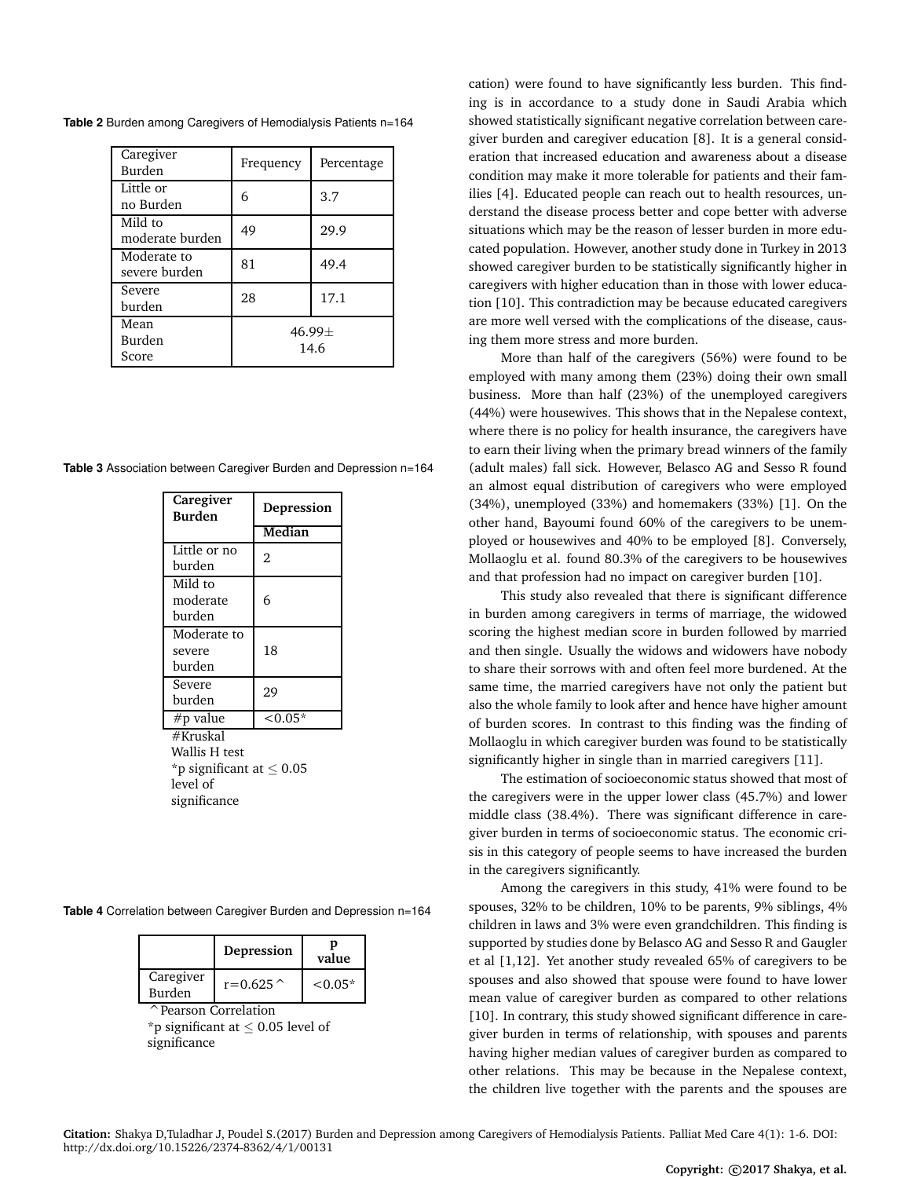**Table 2** Burden among Caregivers of Hemodialysis Patients n=164

| Caregiver Burden | Frequency | Percentage |
|---|---|---|
| Little or no Burden | 6 | 3.7 |
| Mild to moderate burden | 49 | 29.9 |
| Moderate to severe burden | 81 | 49.4 |
| Severe burden | 28 | 17.1 |
| Mean Burden Score | 46.99± 14.6 | |

**Table 3** Association between Caregiver Burden and Depression n=164

| Caregiver Burden | Depression |
|---|---|
| | Median |
| Little or no burden | 2 |
| Mild to moderate burden | 6 |
| Moderate to severe burden | 18 |
| Severe burden | 29 |
| #p value | <0.05* |

#Kruskal Wallis H test
*p significant at $\leq 0.05$ level of significance

**Table 4** Correlation between Caregiver Burden and Depression n=164

| | Depression | p value |
|---|---|---|
| Caregiver Burden | r=0.625^ | <0.05* |

^Pearson Correlation
*p significant at $\leq 0.05$ level of significance

cation) were found to have significantly less burden. This finding is in accordance to a study done in Saudi Arabia which showed statistically significant negative correlation between caregiver burden and caregiver education [8]. It is a general consideration that increased education and awareness about a disease condition may make it more tolerable for patients and their families [4]. Educated people can reach out to health resources, understand the disease process better and cope better with adverse situations which may be the reason of lesser burden in more educated population. However, another study done in Turkey in 2013 showed caregiver burden to be statistically significantly higher in caregivers with higher education than in those with lower education [10]. This contradiction may be because educated caregivers are more well versed with the complications of the disease, causing them more stress and more burden.

More than half of the caregivers (56%) were found to be employed with many among them (23%) doing their own small business. More than half (23%) of the unemployed caregivers (44%) were housewives. This shows that in the Nepalese context, where there is no policy for health insurance, the caregivers have to earn their living when the primary bread winners of the family (adult males) fall sick. However, Belasco AG and Sesso R found an almost equal distribution of caregivers who were employed (34%), unemployed (33%) and homemakers (33%) [1]. On the other hand, Bayoumi found 60% of the caregivers to be unemployed or housewives and 40% to be employed [8]. Conversely, Mollaoglu et al. found 80.3% of the caregivers to be housewives and that profession had no impact on caregiver burden [10].

This study also revealed that there is significant difference in burden among caregivers in terms of marriage, the widowed scoring the highest median score in burden followed by married and then single. Usually the widows and widowers have nobody to share their sorrows with and often feel more burdened. At the same time, the married caregivers have not only the patient but also the whole family to look after and hence have higher amount of burden scores. In contrast to this finding was the finding of Mollaoglu in which caregiver burden was found to be statistically significantly higher in single than in married caregivers [11].

The estimation of socioeconomic status showed that most of the caregivers were in the upper lower class (45.7%) and lower middle class (38.4%). There was significant difference in caregiver burden in terms of socioeconomic status. The economic crisis in this category of people seems to have increased the burden in the caregivers significantly.

Among the caregivers in this study, 41% were found to be spouses, 32% to be children, 10% to be parents, 9% siblings, 4% children in laws and 3% were even grandchildren. This finding is supported by studies done by Belasco AG and Sesso R and Gaugler et al [1,12]. Yet another study revealed 65% of caregivers to be spouses and also showed that spouse were found to have lower mean value of caregiver burden as compared to other relations [10]. In contrary, this study showed significant difference in caregiver burden in terms of relationship, with spouses and parents having higher median values of caregiver burden as compared to other relations. This may be because in the Nepalese context, the children live together with the parents and the spouses are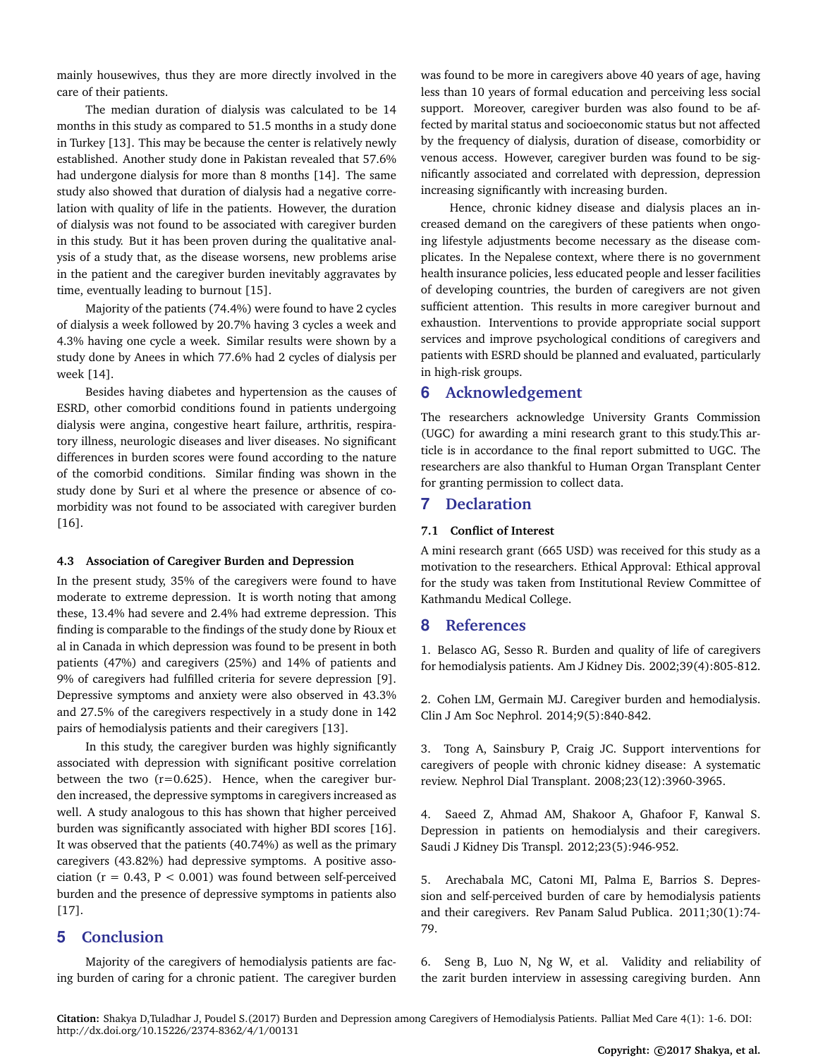mainly housewives, thus they are more directly involved in the care of their patients.

The median duration of dialysis was calculated to be 14 months in this study as compared to 51.5 months in a study done in Turkey [13]. This may be because the center is relatively newly established. Another study done in Pakistan revealed that 57.6% had undergone dialysis for more than 8 months [14]. The same study also showed that duration of dialysis had a negative correlation with quality of life in the patients. However, the duration of dialysis was not found to be associated with caregiver burden in this study. But it has been proven during the qualitative analysis of a study that, as the disease worsens, new problems arise in the patient and the caregiver burden inevitably aggravates by time, eventually leading to burnout [15].

Majority of the patients (74.4%) were found to have 2 cycles of dialysis a week followed by 20.7% having 3 cycles a week and 4.3% having one cycle a week. Similar results were shown by a study done by Anees in which 77.6% had 2 cycles of dialysis per week [14].

Besides having diabetes and hypertension as the causes of ESRD, other comorbid conditions found in patients undergoing dialysis were angina, congestive heart failure, arthritis, respiratory illness, neurologic diseases and liver diseases. No significant differences in burden scores were found according to the nature of the comorbid conditions. Similar finding was shown in the study done by Suri et al where the presence or absence of comorbidity was not found to be associated with caregiver burden [16].

### 4.3 Association of Caregiver Burden and Depression

In the present study, 35% of the caregivers were found to have moderate to extreme depression. It is worth noting that among these, 13.4% had severe and 2.4% had extreme depression. This finding is comparable to the findings of the study done by Rioux et al in Canada in which depression was found to be present in both patients (47%) and caregivers (25%) and 14% of patients and 9% of caregivers had fulfilled criteria for severe depression [9]. Depressive symptoms and anxiety were also observed in 43.3% and 27.5% of the caregivers respectively in a study done in 142 pairs of hemodialysis patients and their caregivers [13].

In this study, the caregiver burden was highly significantly associated with depression with significant positive correlation between the two ($r=0.625$). Hence, when the caregiver burden increased, the depressive symptoms in caregivers increased as well. A study analogous to this has shown that higher perceived burden was significantly associated with higher BDI scores [16]. It was observed that the patients (40.74%) as well as the primary caregivers (43.82%) had depressive symptoms. A positive association ($r = 0.43$, $P < 0.001$) was found between self-perceived burden and the presence of depressive symptoms in patients also [17].

## 5 Conclusion

Majority of the caregivers of hemodialysis patients are facing burden of caring for a chronic patient. The caregiver burden was found to be more in caregivers above 40 years of age, having less than 10 years of formal education and perceiving less social support. Moreover, caregiver burden was also found to be affected by marital status and socioeconomic status but not affected by the frequency of dialysis, duration of disease, comorbidity or venous access. However, caregiver burden was found to be significantly associated and correlated with depression, depression increasing significantly with increasing burden.

Hence, chronic kidney disease and dialysis places an increased demand on the caregivers of these patients when ongoing lifestyle adjustments become necessary as the disease complicates. In the Nepalese context, where there is no government health insurance policies, less educated people and lesser facilities of developing countries, the burden of caregivers are not given sufficient attention. This results in more caregiver burnout and exhaustion. Interventions to provide appropriate social support services and improve psychological conditions of caregivers and patients with ESRD should be planned and evaluated, particularly in high-risk groups.

## 6 Acknowledgement

The researchers acknowledge University Grants Commission (UGC) for awarding a mini research grant to this study.This article is in accordance to the final report submitted to UGC. The researchers are also thankful to Human Organ Transplant Center for granting permission to collect data.

## 7 Declaration

### 7.1 Conflict of Interest

A mini research grant (665 USD) was received for this study as a motivation to the researchers. Ethical Approval: Ethical approval for the study was taken from Institutional Review Committee of Kathmandu Medical College.

## 8 References

1. Belasco AG, Sesso R. Burden and quality of life of caregivers for hemodialysis patients. Am J Kidney Dis. 2002;39(4):805-812.

2. Cohen LM, Germain MJ. Caregiver burden and hemodialysis. Clin J Am Soc Nephrol. 2014;9(5):840-842.

3. Tong A, Sainsbury P, Craig JC. Support interventions for caregivers of people with chronic kidney disease: A systematic review. Nephrol Dial Transplant. 2008;23(12):3960-3965.

4. Saeed Z, Ahmad AM, Shakoor A, Ghafoor F, Kanwal S. Depression in patients on hemodialysis and their caregivers. Saudi J Kidney Dis Transpl. 2012;23(5):946-952.

5. Arechabala MC, Catoni MI, Palma E, Barrios S. Depression and self-perceived burden of care by hemodialysis patients and their caregivers. Rev Panam Salud Publica. 2011;30(1):74-79.

6. Seng B, Luo N, Ng W, et al. Validity and reliability of the zarit burden interview in assessing caregiving burden. Ann

**Citation:** Shakya D,Tuladhar J, Poudel S.(2017) Burden and Depression among Caregivers of Hemodialysis Patients. Palliat Med Care 4(1): 1-6. DOI: http://dx.doi.org/10.15226/2374-8362/4/1/00131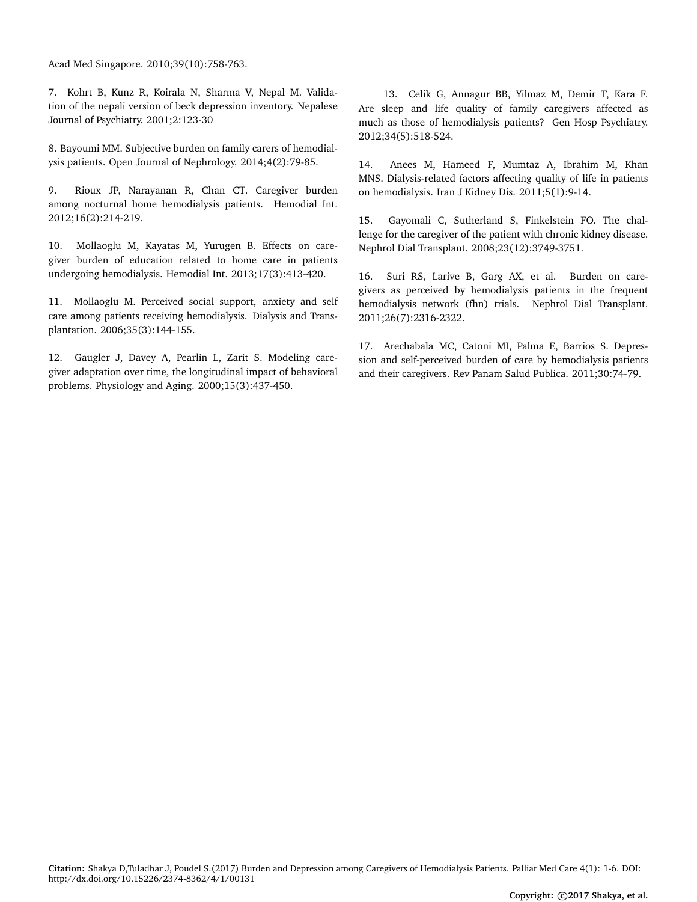Acad Med Singapore. 2010;39(10):758-763.

7. Kohrt B, Kunz R, Koirala N, Sharma V, Nepal M. Validation of the nepali version of beck depression inventory. Nepalese Journal of Psychiatry. 2001;2:123-30

8. Bayoumi MM. Subjective burden on family carers of hemodialysis patients. Open Journal of Nephrology. 2014;4(2):79-85.

9. Rioux JP, Narayanan R, Chan CT. Caregiver burden among nocturnal home hemodialysis patients. Hemodial Int. 2012;16(2):214-219.

10. Mollaoglu M, Kayatas M, Yurugen B. Effects on caregiver burden of education related to home care in patients undergoing hemodialysis. Hemodial Int. 2013;17(3):413-420.

11. Mollaoglu M. Perceived social support, anxiety and self care among patients receiving hemodialysis. Dialysis and Transplantation. 2006;35(3):144-155.

12. Gaugler J, Davey A, Pearlin L, Zarit S. Modeling caregiver adaptation over time, the longitudinal impact of behavioral problems. Physiology and Aging. 2000;15(3):437-450.

13. Celik G, Annagur BB, Yilmaz M, Demir T, Kara F. Are sleep and life quality of family caregivers affected as much as those of hemodialysis patients? Gen Hosp Psychiatry. 2012;34(5):518-524.

14. Anees M, Hameed F, Mumtaz A, Ibrahim M, Khan MNS. Dialysis-related factors affecting quality of life in patients on hemodialysis. Iran J Kidney Dis. 2011;5(1):9-14.

15. Gayomali C, Sutherland S, Finkelstein FO. The challenge for the caregiver of the patient with chronic kidney disease. Nephrol Dial Transplant. 2008;23(12):3749-3751.

16. Suri RS, Larive B, Garg AX, et al. Burden on caregivers as perceived by hemodialysis patients in the frequent hemodialysis network (fhn) trials. Nephrol Dial Transplant. 2011;26(7):2316-2322.

17. Arechabala MC, Catoni MI, Palma E, Barrios S. Depression and self-perceived burden of care by hemodialysis patients and their caregivers. Rev Panam Salud Publica. 2011;30:74-79.